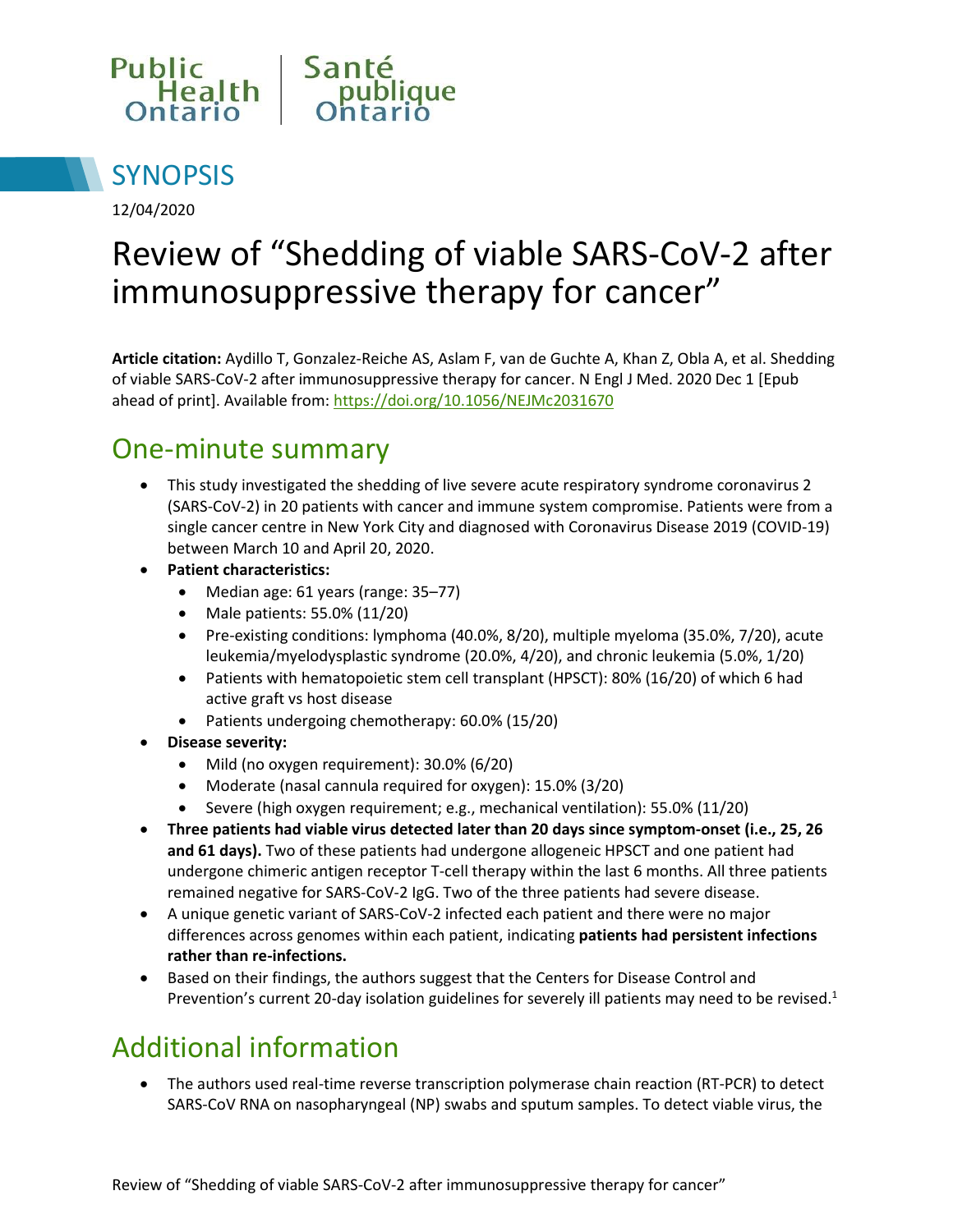Public Health Ontario | Santé publique Ontario

# SYNOPSIS

12/04/2020

# Review of “Shedding of viable SARS-CoV-2 after immunosuppressive therapy for cancer”

**Article citation:** Aydillo T, Gonzalez-Reiche AS, Aslam F, van de Guchte A, Khan Z, Obla A, et al. Shedding of viable SARS-CoV-2 after immunosuppressive therapy for cancer. N Engl J Med. 2020 Dec 1 [Epub ahead of print]. Available from: https://doi.org/10.1056/NEJMc2031670

## One-minute summary

- This study investigated the shedding of live severe acute respiratory syndrome coronavirus 2 (SARS-CoV-2) in 20 patients with cancer and immune system compromise. Patients were from a single cancer centre in New York City and diagnosed with Coronavirus Disease 2019 (COVID-19) between March 10 and April 20, 2020.
- **Patient characteristics:**
  - Median age: 61 years (range: 35–77)
  - Male patients: 55.0% (11/20)
  - Pre-existing conditions: lymphoma (40.0%, 8/20), multiple myeloma (35.0%, 7/20), acute leukemia/myelodysplastic syndrome (20.0%, 4/20), and chronic leukemia (5.0%, 1/20)
  - Patients with hematopoietic stem cell transplant (HPSCT): 80% (16/20) of which 6 had active graft vs host disease
  - Patients undergoing chemotherapy: 60.0% (15/20)
- **Disease severity:**
  - Mild (no oxygen requirement): 30.0% (6/20)
  - Moderate (nasal cannula required for oxygen): 15.0% (3/20)
  - Severe (high oxygen requirement; e.g., mechanical ventilation): 55.0% (11/20)
- **Three patients had viable virus detected later than 20 days since symptom-onset (i.e., 25, 26 and 61 days).** Two of these patients had undergone allogeneic HPSCT and one patient had undergone chimeric antigen receptor T-cell therapy within the last 6 months. All three patients remained negative for SARS-CoV-2 IgG. Two of the three patients had severe disease.
- A unique genetic variant of SARS-CoV-2 infected each patient and there were no major differences across genomes within each patient, indicating **patients had persistent infections rather than re-infections.**
- Based on their findings, the authors suggest that the Centers for Disease Control and Prevention’s current 20-day isolation guidelines for severely ill patients may need to be revised.[1]

## Additional information

- The authors used real-time reverse transcription polymerase chain reaction (RT-PCR) to detect SARS-CoV RNA on nasopharyngeal (NP) swabs and sputum samples. To detect viable virus, the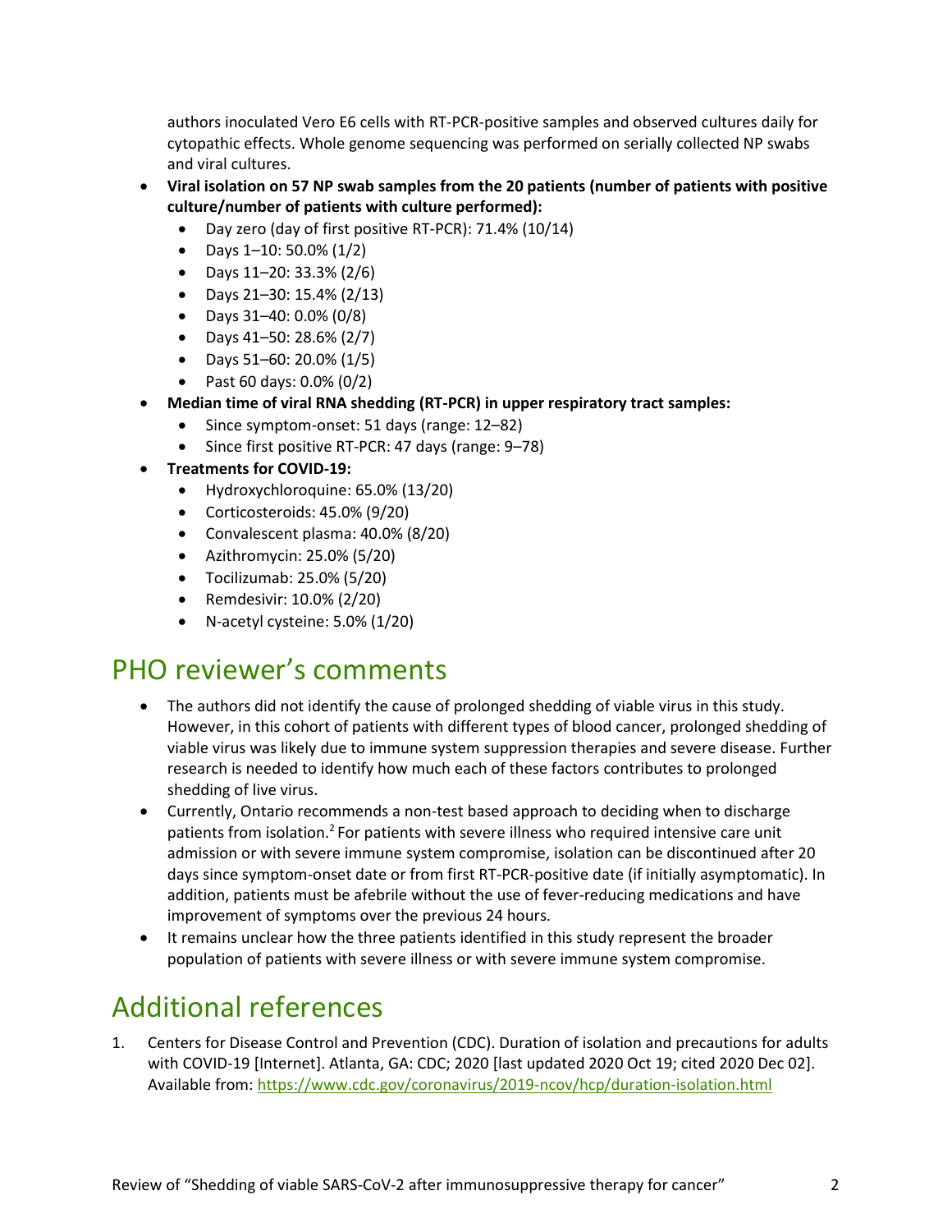authors inoculated Vero E6 cells with RT-PCR-positive samples and observed cultures daily for cytopathic effects. Whole genome sequencing was performed on serially collected NP swabs and viral cultures.

- **Viral isolation on 57 NP swab samples from the 20 patients (number of patients with positive culture/number of patients with culture performed):**
  - Day zero (day of first positive RT-PCR): 71.4% (10/14)
  - Days 1–10: 50.0% (1/2)
  - Days 11–20: 33.3% (2/6)
  - Days 21–30: 15.4% (2/13)
  - Days 31–40: 0.0% (0/8)
  - Days 41–50: 28.6% (2/7)
  - Days 51–60: 20.0% (1/5)
  - Past 60 days: 0.0% (0/2)
- **Median time of viral RNA shedding (RT-PCR) in upper respiratory tract samples:**
  - Since symptom-onset: 51 days (range: 12–82)
  - Since first positive RT-PCR: 47 days (range: 9–78)
- **Treatments for COVID-19:**
  - Hydroxychloroquine: 65.0% (13/20)
  - Corticosteroids: 45.0% (9/20)
  - Convalescent plasma: 40.0% (8/20)
  - Azithromycin: 25.0% (5/20)
  - Tocilizumab: 25.0% (5/20)
  - Remdesivir: 10.0% (2/20)
  - N-acetyl cysteine: 5.0% (1/20)

## PHO reviewer's comments

- The authors did not identify the cause of prolonged shedding of viable virus in this study. However, in this cohort of patients with different types of blood cancer, prolonged shedding of viable virus was likely due to immune system suppression therapies and severe disease. Further research is needed to identify how much each of these factors contributes to prolonged shedding of live virus.
- Currently, Ontario recommends a non-test based approach to deciding when to discharge patients from isolation.[2] For patients with severe illness who required intensive care unit admission or with severe immune system compromise, isolation can be discontinued after 20 days since symptom-onset date or from first RT-PCR-positive date (if initially asymptomatic). In addition, patients must be afebrile without the use of fever-reducing medications and have improvement of symptoms over the previous 24 hours.
- It remains unclear how the three patients identified in this study represent the broader population of patients with severe illness or with severe immune system compromise.

## Additional references

1. Centers for Disease Control and Prevention (CDC). Duration of isolation and precautions for adults with COVID-19 [Internet]. Atlanta, GA: CDC; 2020 [last updated 2020 Oct 19; cited 2020 Dec 02]. Available from: https://www.cdc.gov/coronavirus/2019-ncov/hcp/duration-isolation.html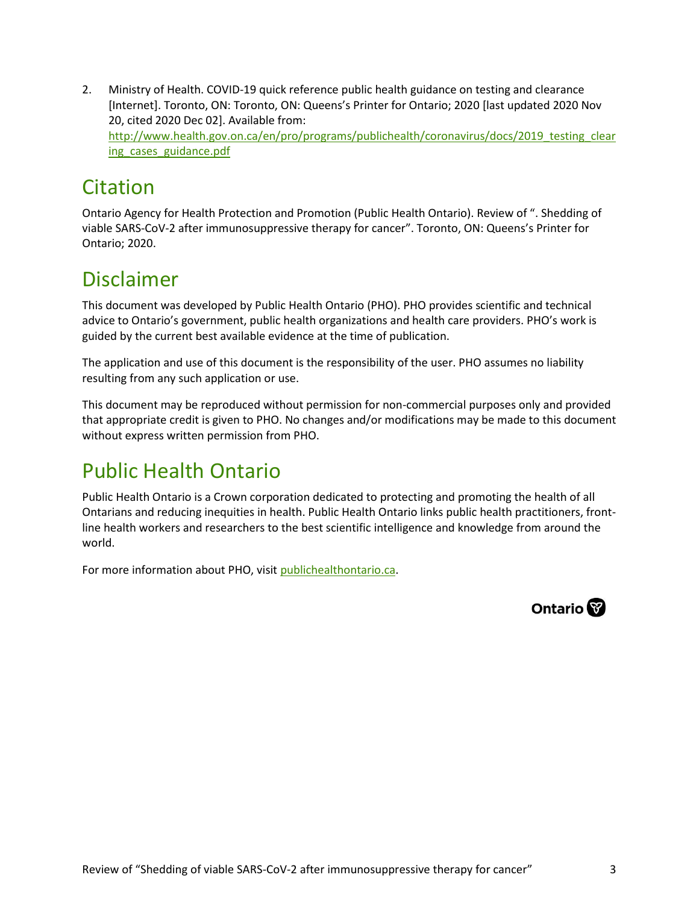2. Ministry of Health. COVID-19 quick reference public health guidance on testing and clearance [Internet]. Toronto, ON: Toronto, ON: Queens's Printer for Ontario; 2020 [last updated 2020 Nov 20, cited 2020 Dec 02]. Available from: http://www.health.gov.on.ca/en/pro/programs/publichealth/coronavirus/docs/2019_testing_clearing_cases_guidance.pdf

## Citation

Ontario Agency for Health Protection and Promotion (Public Health Ontario). Review of ". Shedding of viable SARS-CoV-2 after immunosuppressive therapy for cancer". Toronto, ON: Queens's Printer for Ontario; 2020.

## Disclaimer

This document was developed by Public Health Ontario (PHO). PHO provides scientific and technical advice to Ontario's government, public health organizations and health care providers. PHO's work is guided by the current best available evidence at the time of publication.

The application and use of this document is the responsibility of the user. PHO assumes no liability resulting from any such application or use.

This document may be reproduced without permission for non-commercial purposes only and provided that appropriate credit is given to PHO. No changes and/or modifications may be made to this document without express written permission from PHO.

## Public Health Ontario

Public Health Ontario is a Crown corporation dedicated to protecting and promoting the health of all Ontarians and reducing inequities in health. Public Health Ontario links public health practitioners, front-line health workers and researchers to the best scientific intelligence and knowledge from around the world.

For more information about PHO, visit publichealthontario.ca.

Ontario